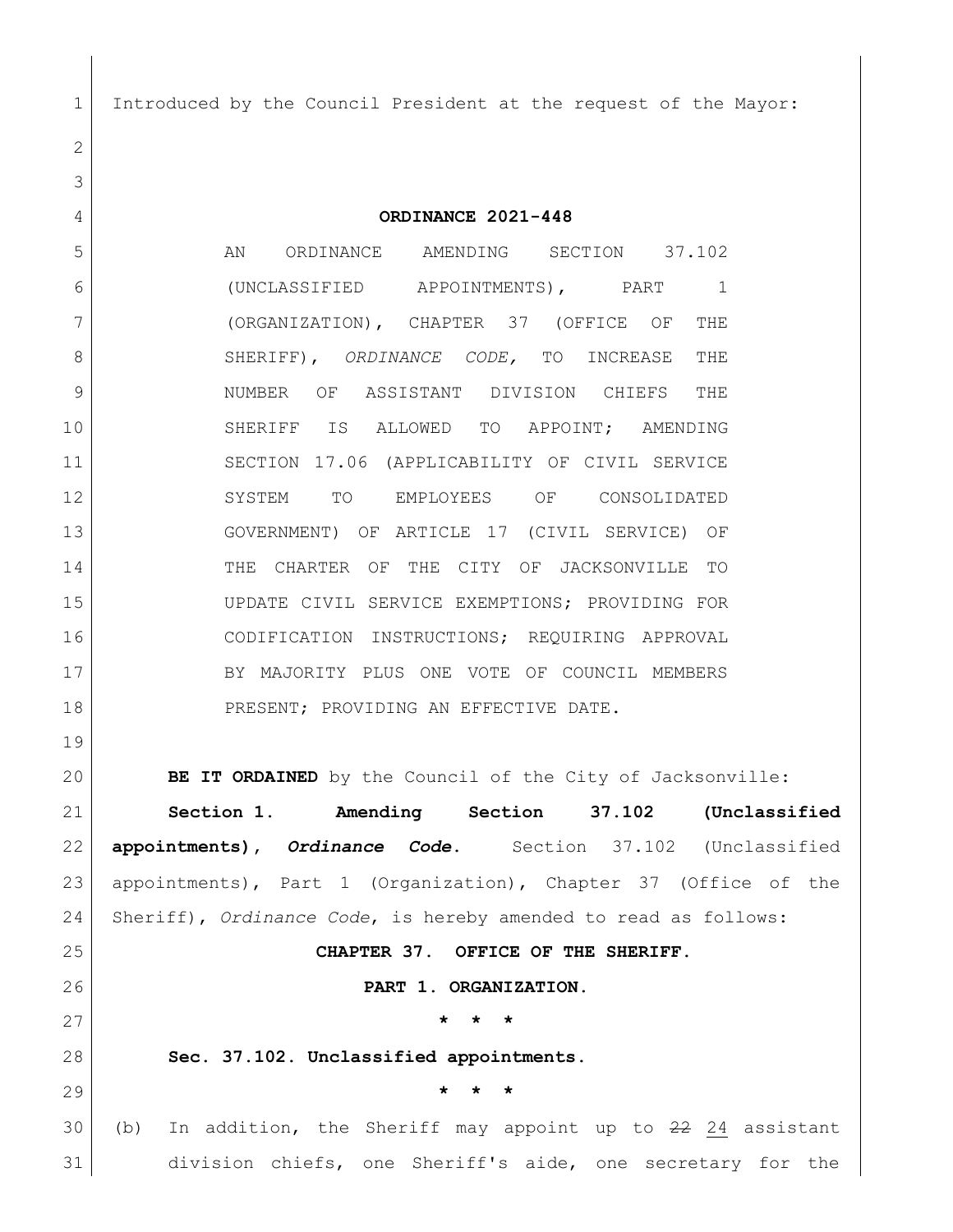Introduced by the Council President at the request of the Mayor:

**ORDINANCE 2021-448**

AN ORDINANCE AMENDING SECTION 37.102 (UNCLASSIFIED APPOINTMENTS), PART 1 (ORGANIZATION), CHAPTER 37 (OFFICE OF THE SHERIFF), *ORDINANCE CODE,* TO INCREASE THE NUMBER OF ASSISTANT DIVISION CHIEFS THE SHERIFF IS ALLOWED TO APPOINT; AMENDING SECTION 17.06 (APPLICABILITY OF CIVIL SERVICE SYSTEM TO EMPLOYEES OF CONSOLIDATED GOVERNMENT) OF ARTICLE 17 (CIVIL SERVICE) OF THE CHARTER OF THE CITY OF JACKSONVILLE TO UPDATE CIVIL SERVICE EXEMPTIONS; PROVIDING FOR CODIFICATION INSTRUCTIONS; REQUIRING APPROVAL BY MAJORITY PLUS ONE VOTE OF COUNCIL MEMBERS PRESENT; PROVIDING AN EFFECTIVE DATE.

**BE IT ORDAINED** by the Council of the City of Jacksonville:

**Section 1. Amending Section 37.102 (Unclassified appointments), *Ordinance Code*.** Section 37.102 (Unclassified appointments), Part 1 (Organization), Chapter 37 (Office of the Sheriff), *Ordinance Code*, is hereby amended to read as follows:

**CHAPTER 37. OFFICE OF THE SHERIFF.**

**PART 1. ORGANIZATION.**

**\* \* \***

**Sec. 37.102. Unclassified appointments.**

**\* \* \***

(b) In addition, the Sheriff may appoint up to ~~22~~ <u>24</u> assistant division chiefs, one Sheriff's aide, one secretary for the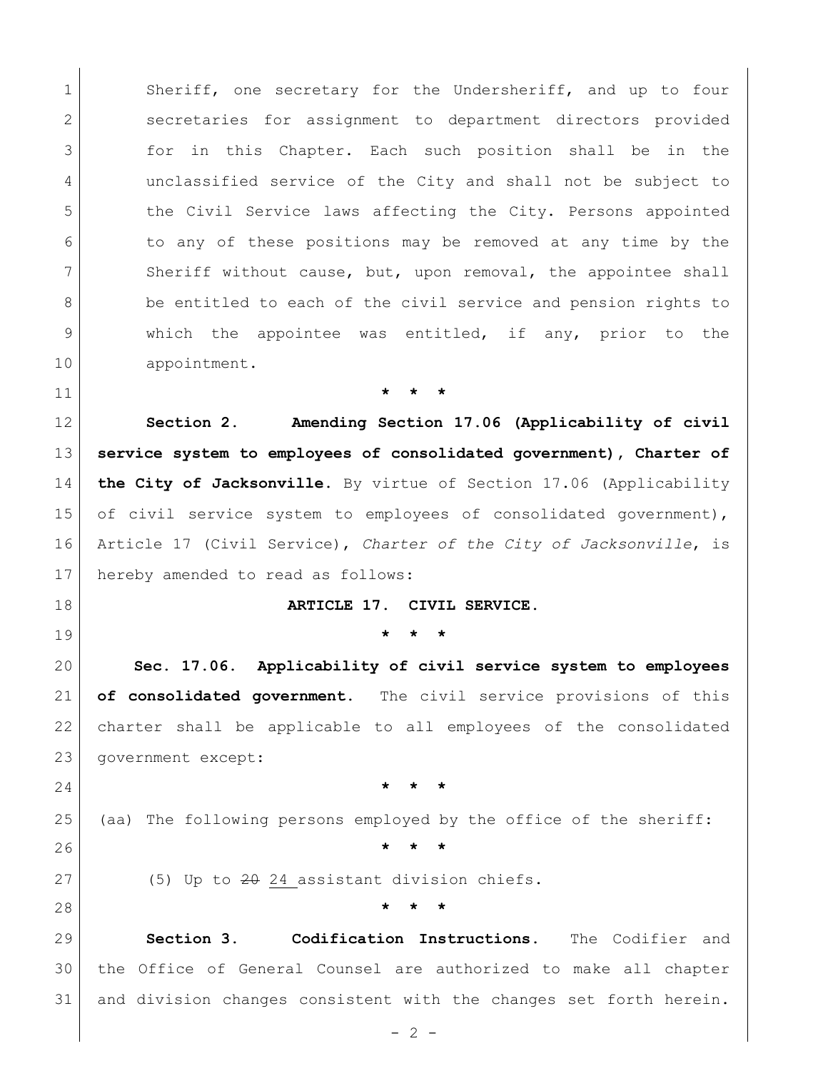Sheriff, one secretary for the Undersheriff, and up to four secretaries for assignment to department directors provided for in this Chapter. Each such position shall be in the unclassified service of the City and shall not be subject to the Civil Service laws affecting the City. Persons appointed to any of these positions may be removed at any time by the Sheriff without cause, but, upon removal, the appointee shall be entitled to each of the civil service and pension rights to which the appointee was entitled, if any, prior to the appointment.

* * *

**Section 2. Amending Section 17.06 (Applicability of civil service system to employees of consolidated government), Charter of the City of Jacksonville.** By virtue of Section 17.06 (Applicability of civil service system to employees of consolidated government), Article 17 (Civil Service), *Charter of the City of Jacksonville*, is hereby amended to read as follows:

**ARTICLE 17. CIVIL SERVICE.**

* * *

**Sec. 17.06. Applicability of civil service system to employees of consolidated government.** The civil service provisions of this charter shall be applicable to all employees of the consolidated government except:

* * *

(aa) The following persons employed by the office of the sheriff:

* * *

(5) Up to ~~20~~ <u>24</u> assistant division chiefs.

* * *

**Section 3. Codification Instructions.** The Codifier and the Office of General Counsel are authorized to make all chapter and division changes consistent with the changes set forth herein.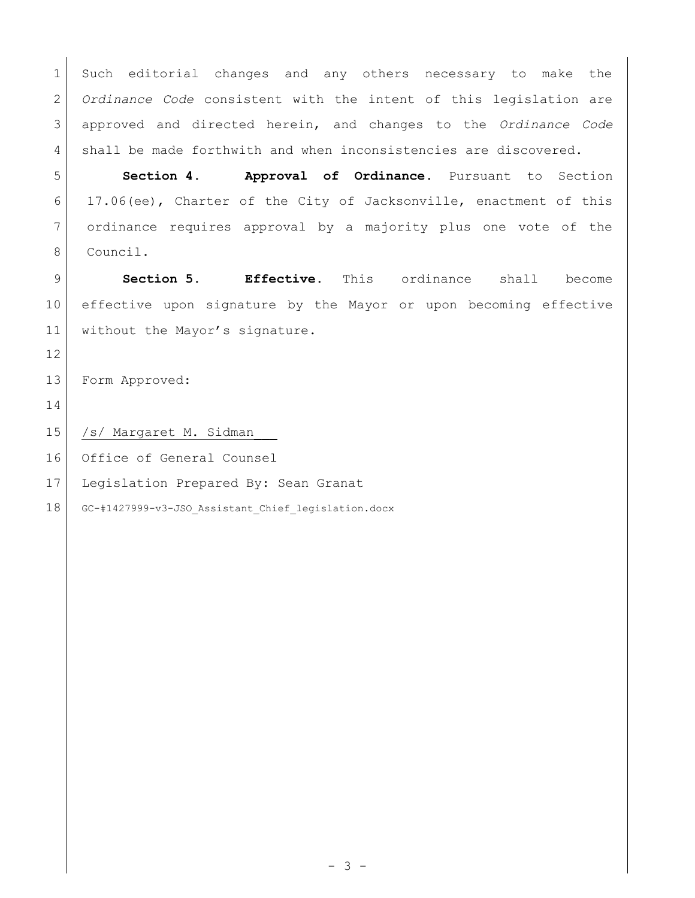Such editorial changes and any others necessary to make the *Ordinance Code* consistent with the intent of this legislation are approved and directed herein, and changes to the *Ordinance Code* shall be made forthwith and when inconsistencies are discovered.

**Section 4. Approval of Ordinance.** Pursuant to Section 17.06(ee), Charter of the City of Jacksonville, enactment of this ordinance requires approval by a majority plus one vote of the Council.

**Section 5. Effective.** This ordinance shall become effective upon signature by the Mayor or upon becoming effective without the Mayor's signature.

Form Approved:

/s/ Margaret M. Sidman

Office of General Counsel

Legislation Prepared By: Sean Granat

GC-#1427999-v3-JSO_Assistant_Chief_legislation.docx